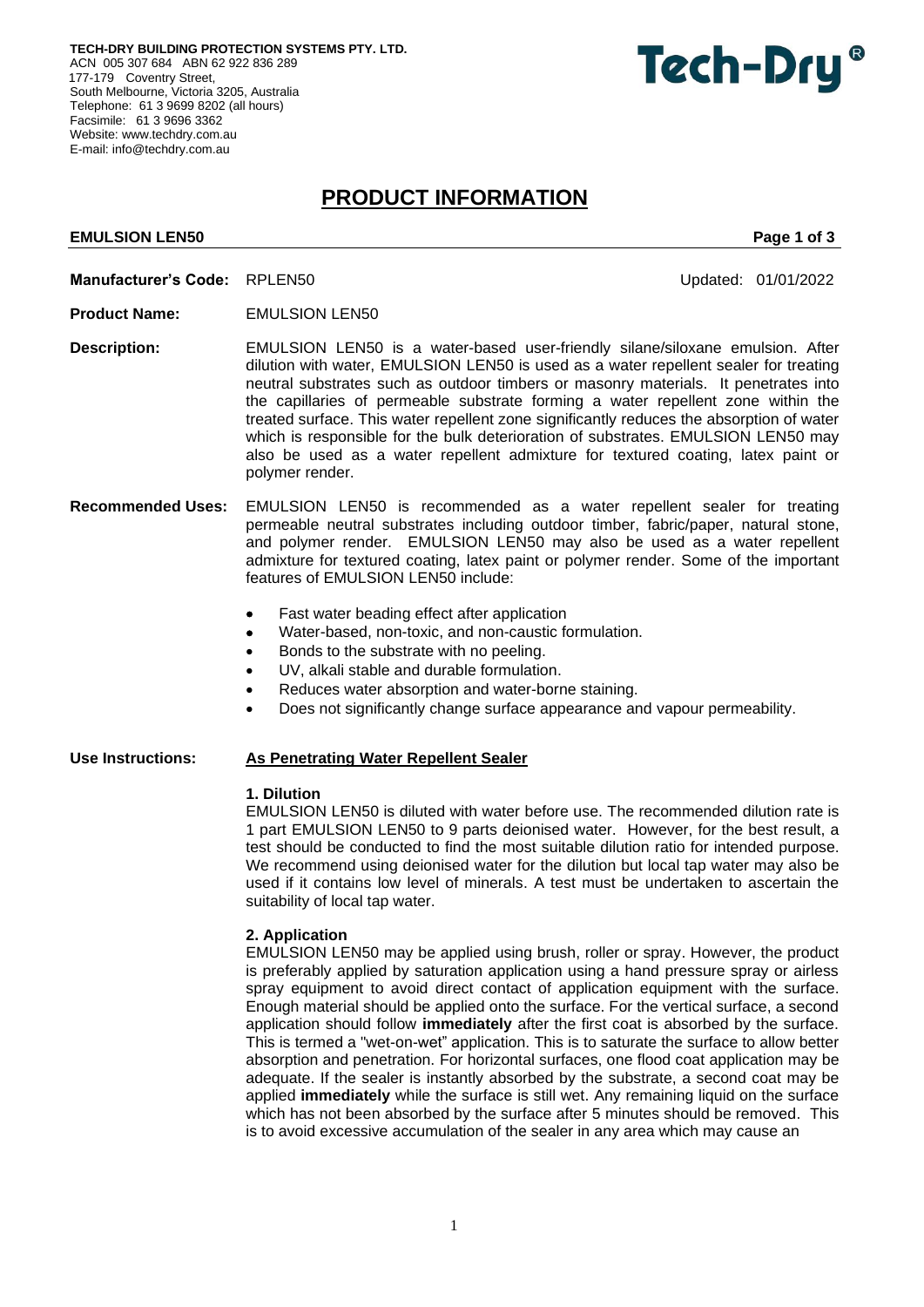**TECH-DRY BUILDING PROTECTION SYSTEMS PTY. LTD.**
ACN 005 307 684 ABN 62 922 836 289
177-179 Coventry Street,
South Melbourne, Victoria 3205, Australia
Telephone: 61 3 9699 8202 (all hours)
Facsimile: 61 3 9696 3362
Website: www.techdry.com.au
E-mail: info@techdry.com.au

**Tech-Dry®**

# PRODUCT INFORMATION

**EMULSION LEN50**

**Manufacturer's Code:** RPLEN50 Updated: 01/01/2022

**Product Name:** EMULSION LEN50

**Description:** EMULSION LEN50 is a water-based user-friendly silane/siloxane emulsion. After dilution with water, EMULSION LEN50 is used as a water repellent sealer for treating neutral substrates such as outdoor timbers or masonry materials. It penetrates into the capillaries of permeable substrate forming a water repellent zone within the treated surface. This water repellent zone significantly reduces the absorption of water which is responsible for the bulk deterioration of substrates. EMULSION LEN50 may also be used as a water repellent admixture for textured coating, latex paint or polymer render.

**Recommended Uses:** EMULSION LEN50 is recommended as a water repellent sealer for treating permeable neutral substrates including outdoor timber, fabric/paper, natural stone, and polymer render. EMULSION LEN50 may also be used as a water repellent admixture for textured coating, latex paint or polymer render. Some of the important features of EMULSION LEN50 include:

- Fast water beading effect after application
- Water-based, non-toxic, and non-caustic formulation.
- Bonds to the substrate with no peeling.
- UV, alkali stable and durable formulation.
- Reduces water absorption and water-borne staining.
- Does not significantly change surface appearance and vapour permeability.

**Use Instructions:** **As Penetrating Water Repellent Sealer**

**1. Dilution**
EMULSION LEN50 is diluted with water before use. The recommended dilution rate is 1 part EMULSION LEN50 to 9 parts deionised water. However, for the best result, a test should be conducted to find the most suitable dilution ratio for intended purpose. We recommend using deionised water for the dilution but local tap water may also be used if it contains low level of minerals. A test must be undertaken to ascertain the suitability of local tap water.

**2. Application**
EMULSION LEN50 may be applied using brush, roller or spray. However, the product is preferably applied by saturation application using a hand pressure spray or airless spray equipment to avoid direct contact of application equipment with the surface. Enough material should be applied onto the surface. For the vertical surface, a second application should follow **immediately** after the first coat is absorbed by the surface. This is termed a "wet-on-wet" application. This is to saturate the surface to allow better absorption and penetration. For horizontal surfaces, one flood coat application may be adequate. If the sealer is instantly absorbed by the substrate, a second coat may be applied **immediately** while the surface is still wet. Any remaining liquid on the surface which has not been absorbed by the surface after 5 minutes should be removed. This is to avoid excessive accumulation of the sealer in any area which may cause an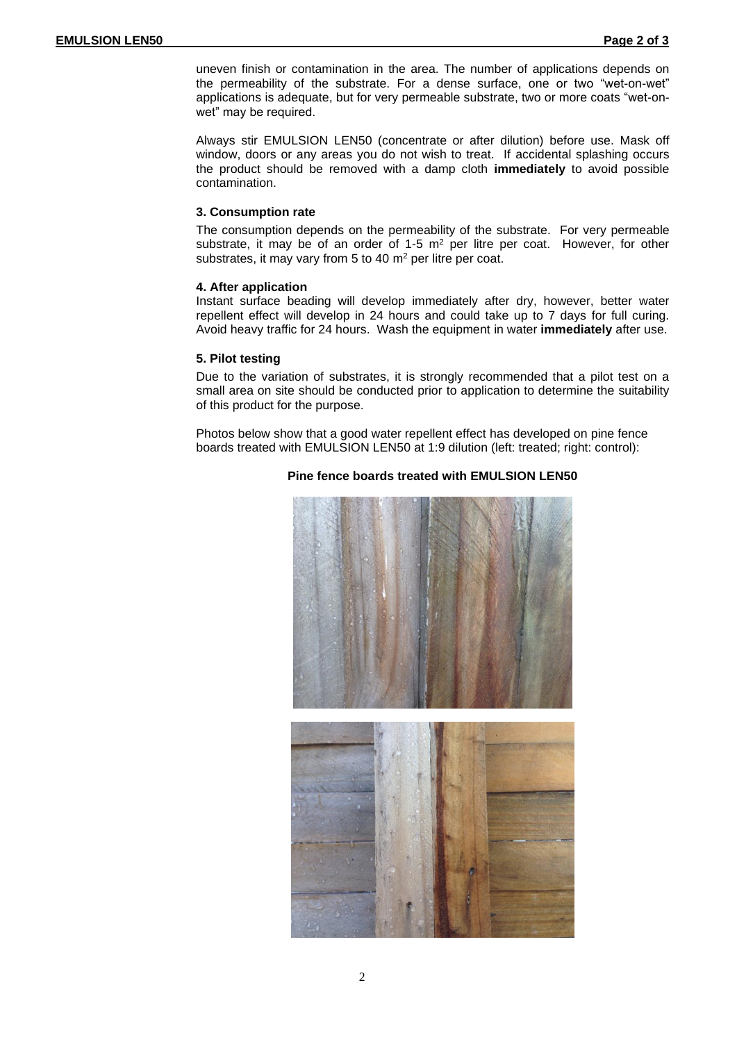uneven finish or contamination in the area. The number of applications depends on the permeability of the substrate. For a dense surface, one or two "wet-on-wet" applications is adequate, but for very permeable substrate, two or more coats "wet-on-wet" may be required.

Always stir EMULSION LEN50 (concentrate or after dilution) before use. Mask off window, doors or any areas you do not wish to treat. If accidental splashing occurs the product should be removed with a damp cloth **immediately** to avoid possible contamination.

### 3. Consumption rate

The consumption depends on the permeability of the substrate. For very permeable substrate, it may be of an order of 1-5 $m^2$ per litre per coat. However, for other substrates, it may vary from 5 to 40 $m^2$ per litre per coat.

### 4. After application

Instant surface beading will develop immediately after dry, however, better water repellent effect will develop in 24 hours and could take up to 7 days for full curing. Avoid heavy traffic for 24 hours. Wash the equipment in water **immediately** after use.

### 5. Pilot testing

Due to the variation of substrates, it is strongly recommended that a pilot test on a small area on site should be conducted prior to application to determine the suitability of this product for the purpose.

Photos below show that a good water repellent effect has developed on pine fence boards treated with EMULSION LEN50 at 1:9 dilution (left: treated; right: control):

**Pine fence boards treated with EMULSION LEN50**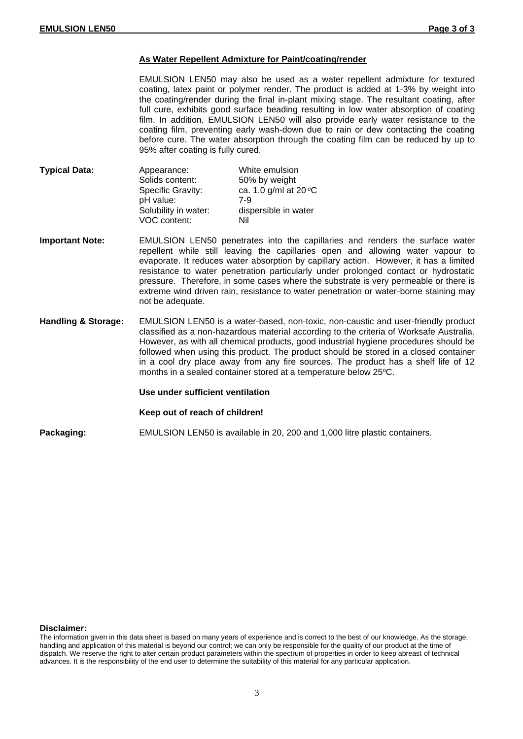### As Water Repellent Admixture for Paint/coating/render

EMULSION LEN50 may also be used as a water repellent admixture for textured coating, latex paint or polymer render. The product is added at 1-3% by weight into the coating/render during the final in-plant mixing stage. The resultant coating, after full cure, exhibits good surface beading resulting in low water absorption of coating film. In addition, EMULSION LEN50 will also provide early water resistance to the coating film, preventing early wash-down due to rain or dew contacting the coating before cure. The water absorption through the coating film can be reduced by up to 95% after coating is fully cured.

**Typical Data:**

| | |
|---|---|
| Appearance: | White emulsion |
| Solids content: | 50% by weight |
| Specific Gravity: | ca. 1.0 g/ml at 20 °C |
| pH value: | 7-9 |
| Solubility in water: | dispersible in water |
| VOC content: | Nil |

**Important Note:** EMULSION LEN50 penetrates into the capillaries and renders the surface water repellent while still leaving the capillaries open and allowing water vapour to evaporate. It reduces water absorption by capillary action. However, it has a limited resistance to water penetration particularly under prolonged contact or hydrostatic pressure. Therefore, in some cases where the substrate is very permeable or there is extreme wind driven rain, resistance to water penetration or water-borne staining may not be adequate.

**Handling & Storage:** EMULSION LEN50 is a water-based, non-toxic, non-caustic and user-friendly product classified as a non-hazardous material according to the criteria of Worksafe Australia. However, as with all chemical products, good industrial hygiene procedures should be followed when using this product. The product should be stored in a closed container in a cool dry place away from any fire sources. The product has a shelf life of 12 months in a sealed container stored at a temperature below 25°C.

**Use under sufficient ventilation**

**Keep out of reach of children!**

**Packaging:** EMULSION LEN50 is available in 20, 200 and 1,000 litre plastic containers.

**Disclaimer:**
The information given in this data sheet is based on many years of experience and is correct to the best of our knowledge. As the storage, handling and application of this material is beyond our control; we can only be responsible for the quality of our product at the time of dispatch. We reserve the right to alter certain product parameters within the spectrum of properties in order to keep abreast of technical advances. It is the responsibility of the end user to determine the suitability of this material for any particular application.